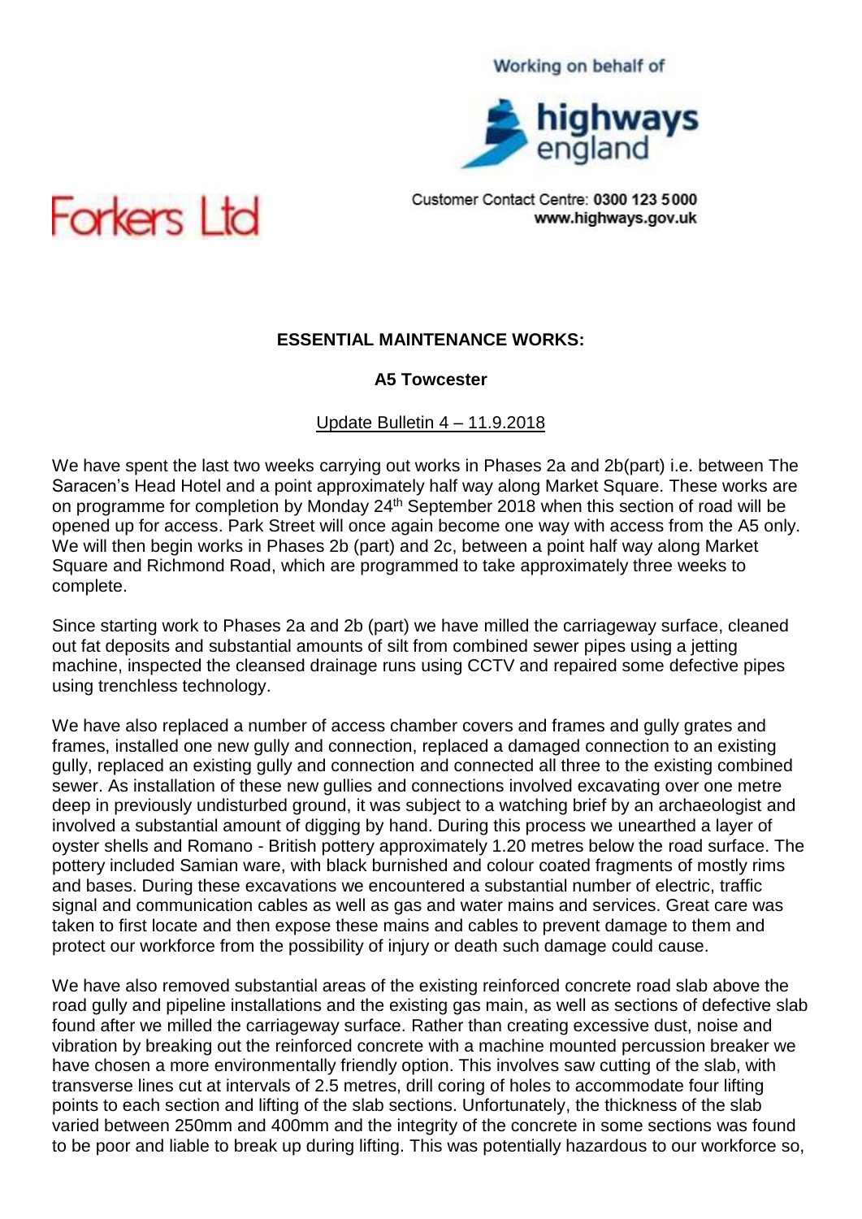Working on behalf of

highways england

Forkers Ltd

Customer Contact Centre: **0300 123 5000**
**www.highways.gov.uk**

**ESSENTIAL MAINTENANCE WORKS:**

**A5 Towcester**

Update Bulletin 4 – 11.9.2018

We have spent the last two weeks carrying out works in Phases 2a and 2b(part) i.e. between The Saracen's Head Hotel and a point approximately half way along Market Square. These works are on programme for completion by Monday 24th September 2018 when this section of road will be opened up for access. Park Street will once again become one way with access from the A5 only. We will then begin works in Phases 2b (part) and 2c, between a point half way along Market Square and Richmond Road, which are programmed to take approximately three weeks to complete.

Since starting work to Phases 2a and 2b (part) we have milled the carriageway surface, cleaned out fat deposits and substantial amounts of silt from combined sewer pipes using a jetting machine, inspected the cleansed drainage runs using CCTV and repaired some defective pipes using trenchless technology.

We have also replaced a number of access chamber covers and frames and gully grates and frames, installed one new gully and connection, replaced a damaged connection to an existing gully, replaced an existing gully and connection and connected all three to the existing combined sewer. As installation of these new gullies and connections involved excavating over one metre deep in previously undisturbed ground, it was subject to a watching brief by an archaeologist and involved a substantial amount of digging by hand. During this process we unearthed a layer of oyster shells and Romano - British pottery approximately 1.20 metres below the road surface. The pottery included Samian ware, with black burnished and colour coated fragments of mostly rims and bases. During these excavations we encountered a substantial number of electric, traffic signal and communication cables as well as gas and water mains and services. Great care was taken to first locate and then expose these mains and cables to prevent damage to them and protect our workforce from the possibility of injury or death such damage could cause.

We have also removed substantial areas of the existing reinforced concrete road slab above the road gully and pipeline installations and the existing gas main, as well as sections of defective slab found after we milled the carriageway surface. Rather than creating excessive dust, noise and vibration by breaking out the reinforced concrete with a machine mounted percussion breaker we have chosen a more environmentally friendly option. This involves saw cutting of the slab, with transverse lines cut at intervals of 2.5 metres, drill coring of holes to accommodate four lifting points to each section and lifting of the slab sections. Unfortunately, the thickness of the slab varied between 250mm and 400mm and the integrity of the concrete in some sections was found to be poor and liable to break up during lifting. This was potentially hazardous to our workforce so,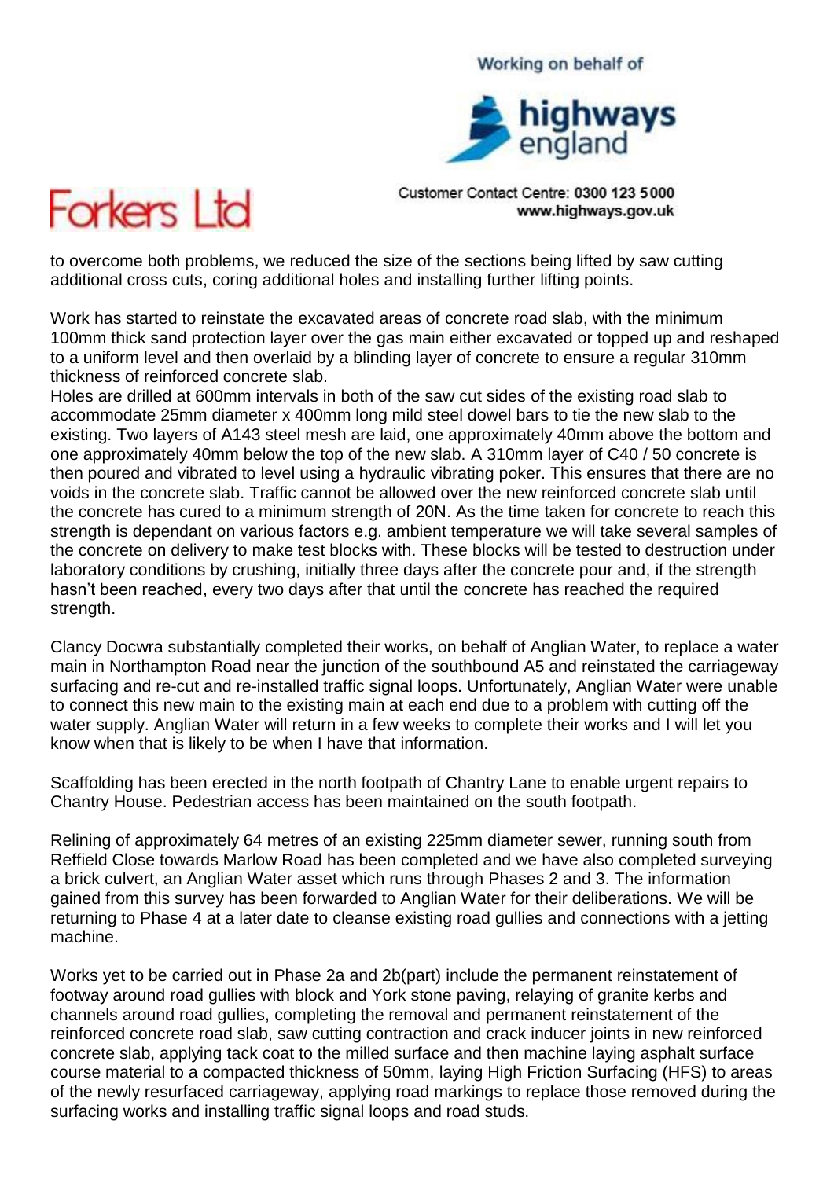to overcome both problems, we reduced the size of the sections being lifted by saw cutting additional cross cuts, coring additional holes and installing further lifting points.

Work has started to reinstate the excavated areas of concrete road slab, with the minimum 100mm thick sand protection layer over the gas main either excavated or topped up and reshaped to a uniform level and then overlaid by a blinding layer of concrete to ensure a regular 310mm thickness of reinforced concrete slab.
Holes are drilled at 600mm intervals in both of the saw cut sides of the existing road slab to accommodate 25mm diameter x 400mm long mild steel dowel bars to tie the new slab to the existing. Two layers of A143 steel mesh are laid, one approximately 40mm above the bottom and one approximately 40mm below the top of the new slab. A 310mm layer of C40 / 50 concrete is then poured and vibrated to level using a hydraulic vibrating poker. This ensures that there are no voids in the concrete slab. Traffic cannot be allowed over the new reinforced concrete slab until the concrete has cured to a minimum strength of 20N. As the time taken for concrete to reach this strength is dependant on various factors e.g. ambient temperature we will take several samples of the concrete on delivery to make test blocks with. These blocks will be tested to destruction under laboratory conditions by crushing, initially three days after the concrete pour and, if the strength hasn't been reached, every two days after that until the concrete has reached the required strength.

Clancy Docwra substantially completed their works, on behalf of Anglian Water, to replace a water main in Northampton Road near the junction of the southbound A5 and reinstated the carriageway surfacing and re-cut and re-installed traffic signal loops. Unfortunately, Anglian Water were unable to connect this new main to the existing main at each end due to a problem with cutting off the water supply. Anglian Water will return in a few weeks to complete their works and I will let you know when that is likely to be when I have that information.

Scaffolding has been erected in the north footpath of Chantry Lane to enable urgent repairs to Chantry House. Pedestrian access has been maintained on the south footpath.

Relining of approximately 64 metres of an existing 225mm diameter sewer, running south from Reffield Close towards Marlow Road has been completed and we have also completed surveying a brick culvert, an Anglian Water asset which runs through Phases 2 and 3. The information gained from this survey has been forwarded to Anglian Water for their deliberations. We will be returning to Phase 4 at a later date to cleanse existing road gullies and connections with a jetting machine.

Works yet to be carried out in Phase 2a and 2b(part) include the permanent reinstatement of footway around road gullies with block and York stone paving, relaying of granite kerbs and channels around road gullies, completing the removal and permanent reinstatement of the reinforced concrete road slab, saw cutting contraction and crack inducer joints in new reinforced concrete slab, applying tack coat to the milled surface and then machine laying asphalt surface course material to a compacted thickness of 50mm, laying High Friction Surfacing (HFS) to areas of the newly resurfaced carriageway, applying road markings to replace those removed during the surfacing works and installing traffic signal loops and road studs.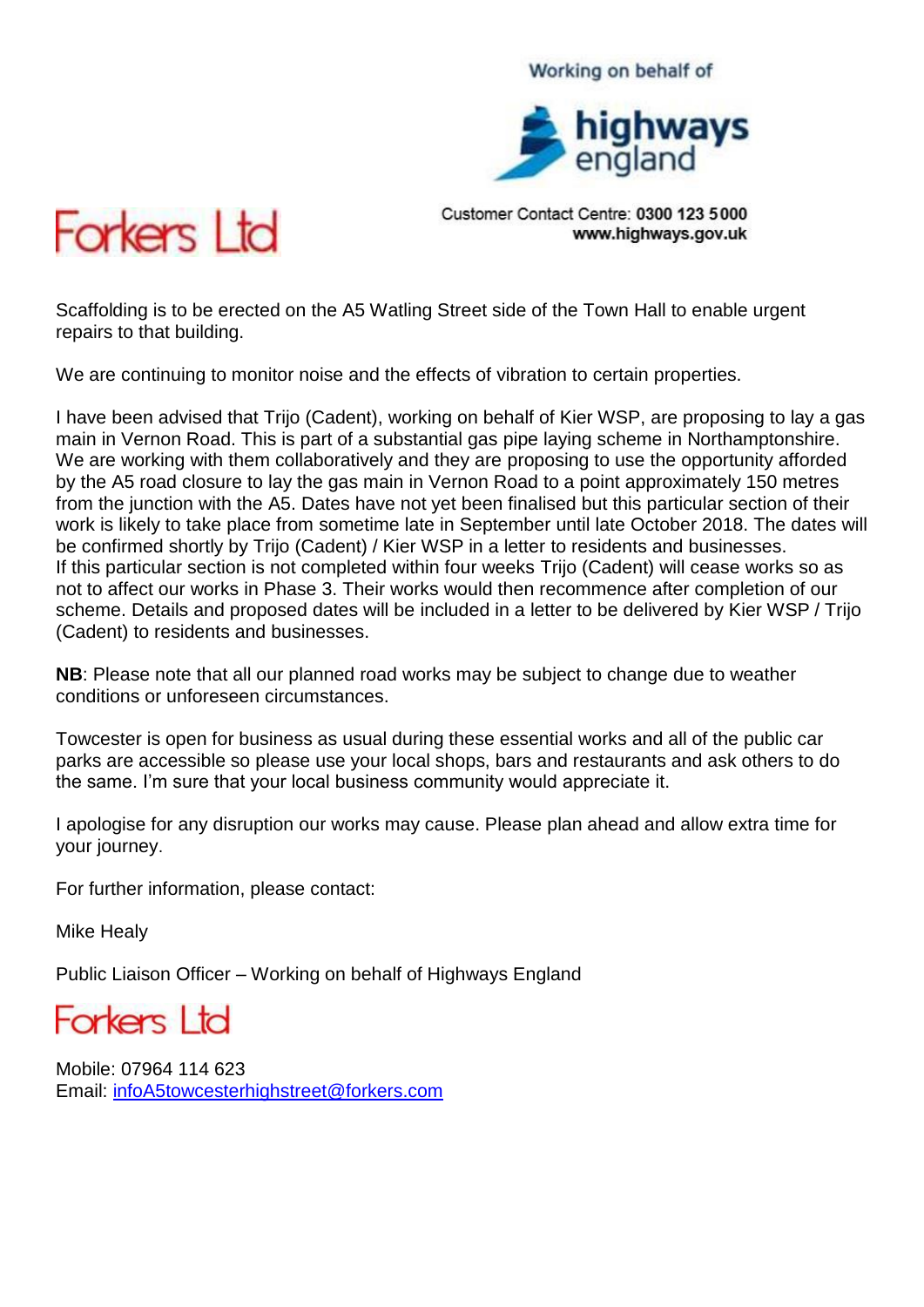Working on behalf of

highways england

Customer Contact Centre: **0300 123 5000**
**www.highways.gov.uk**

Forkers Ltd

Scaffolding is to be erected on the A5 Watling Street side of the Town Hall to enable urgent repairs to that building.

We are continuing to monitor noise and the effects of vibration to certain properties.

I have been advised that Trijo (Cadent), working on behalf of Kier WSP, are proposing to lay a gas main in Vernon Road. This is part of a substantial gas pipe laying scheme in Northamptonshire. We are working with them collaboratively and they are proposing to use the opportunity afforded by the A5 road closure to lay the gas main in Vernon Road to a point approximately 150 metres from the junction with the A5. Dates have not yet been finalised but this particular section of their work is likely to take place from sometime late in September until late October 2018. The dates will be confirmed shortly by Trijo (Cadent) / Kier WSP in a letter to residents and businesses.
If this particular section is not completed within four weeks Trijo (Cadent) will cease works so as not to affect our works in Phase 3. Their works would then recommence after completion of our scheme. Details and proposed dates will be included in a letter to be delivered by Kier WSP / Trijo (Cadent) to residents and businesses.

**NB**: Please note that all our planned road works may be subject to change due to weather conditions or unforeseen circumstances.

Towcester is open for business as usual during these essential works and all of the public car parks are accessible so please use your local shops, bars and restaurants and ask others to do the same. I'm sure that your local business community would appreciate it.

I apologise for any disruption our works may cause. Please plan ahead and allow extra time for your journey.

For further information, please contact:

Mike Healy

Public Liaison Officer – Working on behalf of Highways England

Forkers Ltd

Mobile: 07964 114 623
Email: infoA5towcesterhighstreet@forkers.com